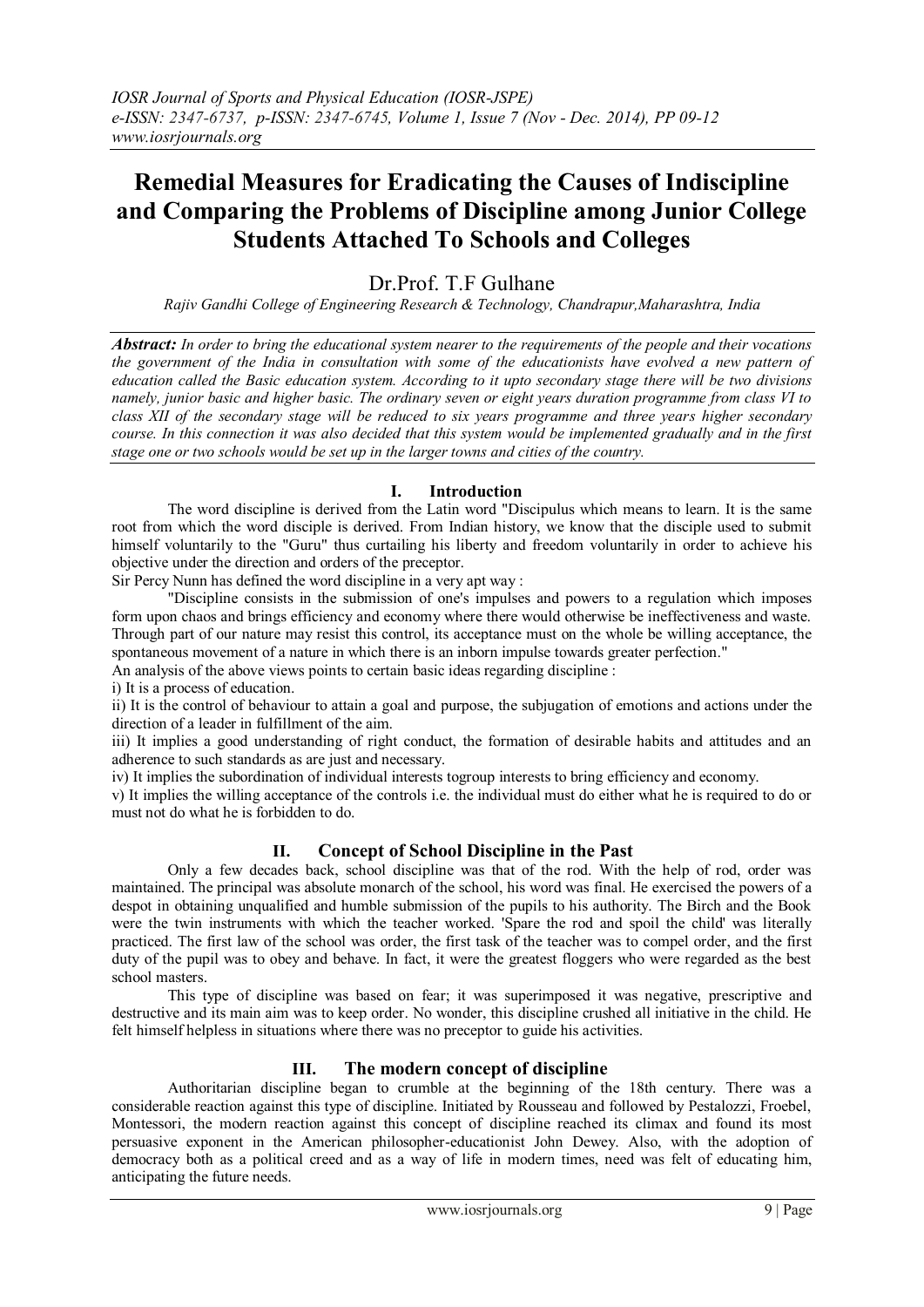# Remedial Measures for Eradicating the Causes of Indiscipline and Comparing the Problems of Discipline among Junior College Students Attached To Schools and Colleges

Dr.Prof. T.F Gulhane

*Rajiv Gandhi College of Engineering Research & Technology, Chandrapur,Maharashtra, India*

***Abstract:*** *In order to bring the educational system nearer to the requirements of the people and their vocations the government of the India in consultation with some of the educationists have evolved a new pattern of education called the Basic education system. According to it upto secondary stage there will be two divisions namely, junior basic and higher basic. The ordinary seven or eight years duration programme from class VI to class XII of the secondary stage will be reduced to six years programme and three years higher secondary course. In this connection it was also decided that this system would be implemented gradually and in the first stage one or two schools would be set up in the larger towns and cities of the country.*

## I. Introduction

The word discipline is derived from the Latin word "Discipulus which means to learn. It is the same root from which the word disciple is derived. From Indian history, we know that the disciple used to submit himself voluntarily to the "Guru" thus curtailing his liberty and freedom voluntarily in order to achieve his objective under the direction and orders of the preceptor.

Sir Percy Nunn has defined the word discipline in a very apt way :

"Discipline consists in the submission of one's impulses and powers to a regulation which imposes form upon chaos and brings efficiency and economy where there would otherwise be ineffectiveness and waste. Through part of our nature may resist this control, its acceptance must on the whole be willing acceptance, the spontaneous movement of a nature in which there is an inborn impulse towards greater perfection."

An analysis of the above views points to certain basic ideas regarding discipline :

i) It is a process of education.

ii) It is the control of behaviour to attain a goal and purpose, the subjugation of emotions and actions under the direction of a leader in fulfillment of the aim.

iii) It implies a good understanding of right conduct, the formation of desirable habits and attitudes and an adherence to such standards as are just and necessary.

iv) It implies the subordination of individual interests togroup interests to bring efficiency and economy.

v) It implies the willing acceptance of the controls i.e. the individual must do either what he is required to do or must not do what he is forbidden to do.

## II. Concept of School Discipline in the Past

Only a few decades back, school discipline was that of the rod. With the help of rod, order was maintained. The principal was absolute monarch of the school, his word was final. He exercised the powers of a despot in obtaining unqualified and humble submission of the pupils to his authority. The Birch and the Book were the twin instruments with which the teacher worked. 'Spare the rod and spoil the child' was literally practiced. The first law of the school was order, the first task of the teacher was to compel order, and the first duty of the pupil was to obey and behave. In fact, it were the greatest floggers who were regarded as the best school masters.

This type of discipline was based on fear; it was superimposed it was negative, prescriptive and destructive and its main aim was to keep order. No wonder, this discipline crushed all initiative in the child. He felt himself helpless in situations where there was no preceptor to guide his activities.

## III. The modern concept of discipline

Authoritarian discipline began to crumble at the beginning of the 18th century. There was a considerable reaction against this type of discipline. Initiated by Rousseau and followed by Pestalozzi, Froebel, Montessori, the modern reaction against this concept of discipline reached its climax and found its most persuasive exponent in the American philosopher-educationist John Dewey. Also, with the adoption of democracy both as a political creed and as a way of life in modern times, need was felt of educating him, anticipating the future needs.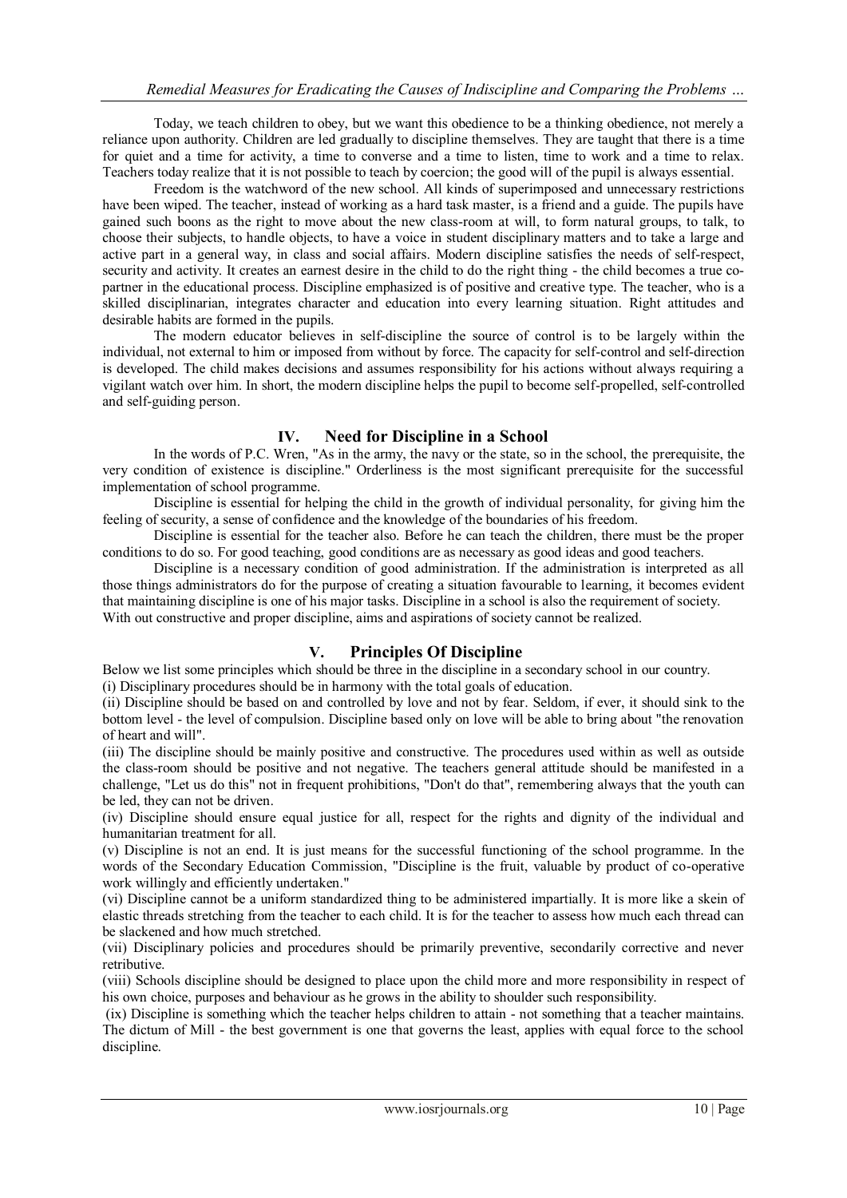Today, we teach children to obey, but we want this obedience to be a thinking obedience, not merely a reliance upon authority. Children are led gradually to discipline themselves. They are taught that there is a time for quiet and a time for activity, a time to converse and a time to listen, time to work and a time to relax. Teachers today realize that it is not possible to teach by coercion; the good will of the pupil is always essential.

Freedom is the watchword of the new school. All kinds of superimposed and unnecessary restrictions have been wiped. The teacher, instead of working as a hard task master, is a friend and a guide. The pupils have gained such boons as the right to move about the new class-room at will, to form natural groups, to talk, to choose their subjects, to handle objects, to have a voice in student disciplinary matters and to take a large and active part in a general way, in class and social affairs. Modern discipline satisfies the needs of self-respect, security and activity. It creates an earnest desire in the child to do the right thing - the child becomes a true co-partner in the educational process. Discipline emphasized is of positive and creative type. The teacher, who is a skilled disciplinarian, integrates character and education into every learning situation. Right attitudes and desirable habits are formed in the pupils.

The modern educator believes in self-discipline the source of control is to be largely within the individual, not external to him or imposed from without by force. The capacity for self-control and self-direction is developed. The child makes decisions and assumes responsibility for his actions without always requiring a vigilant watch over him. In short, the modern discipline helps the pupil to become self-propelled, self-controlled and self-guiding person.

## IV. Need for Discipline in a School

In the words of P.C. Wren, "As in the army, the navy or the state, so in the school, the prerequisite, the very condition of existence is discipline." Orderliness is the most significant prerequisite for the successful implementation of school programme.

Discipline is essential for helping the child in the growth of individual personality, for giving him the feeling of security, a sense of confidence and the knowledge of the boundaries of his freedom.

Discipline is essential for the teacher also. Before he can teach the children, there must be the proper conditions to do so. For good teaching, good conditions are as necessary as good ideas and good teachers.

Discipline is a necessary condition of good administration. If the administration is interpreted as all those things administrators do for the purpose of creating a situation favourable to learning, it becomes evident that maintaining discipline is one of his major tasks. Discipline in a school is also the requirement of society. With out constructive and proper discipline, aims and aspirations of society cannot be realized.

## V. Principles Of Discipline

Below we list some principles which should be three in the discipline in a secondary school in our country.

(i) Disciplinary procedures should be in harmony with the total goals of education.

(ii) Discipline should be based on and controlled by love and not by fear. Seldom, if ever, it should sink to the bottom level - the level of compulsion. Discipline based only on love will be able to bring about "the renovation of heart and will".

(iii) The discipline should be mainly positive and constructive. The procedures used within as well as outside the class-room should be positive and not negative. The teachers general attitude should be manifested in a challenge, "Let us do this" not in frequent prohibitions, "Don't do that", remembering always that the youth can be led, they can not be driven.

(iv) Discipline should ensure equal justice for all, respect for the rights and dignity of the individual and humanitarian treatment for all.

(v) Discipline is not an end. It is just means for the successful functioning of the school programme. In the words of the Secondary Education Commission, "Discipline is the fruit, valuable by product of co-operative work willingly and efficiently undertaken."

(vi) Discipline cannot be a uniform standardized thing to be administered impartially. It is more like a skein of elastic threads stretching from the teacher to each child. It is for the teacher to assess how much each thread can be slackened and how much stretched.

(vii) Disciplinary policies and procedures should be primarily preventive, secondarily corrective and never retributive.

(viii) Schools discipline should be designed to place upon the child more and more responsibility in respect of his own choice, purposes and behaviour as he grows in the ability to shoulder such responsibility.

(ix) Discipline is something which the teacher helps children to attain - not something that a teacher maintains. The dictum of Mill - the best government is one that governs the least, applies with equal force to the school discipline.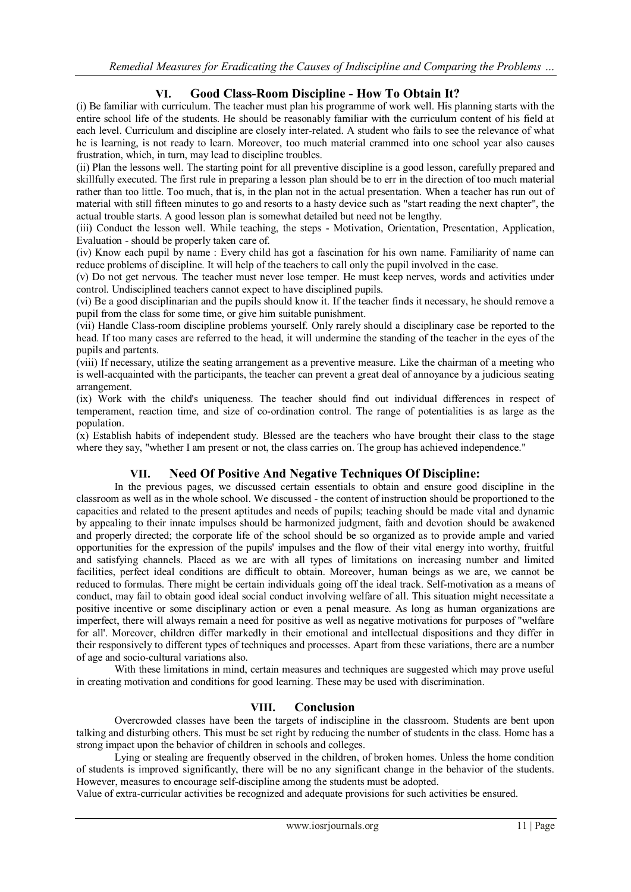## VI. Good Class-Room Discipline - How To Obtain It?

(i) Be familiar with curriculum. The teacher must plan his programme of work well. His planning starts with the entire school life of the students. He should be reasonably familiar with the curriculum content of his field at each level. Curriculum and discipline are closely inter-related. A student who fails to see the relevance of what he is learning, is not ready to learn. Moreover, too much material crammed into one school year also causes frustration, which, in turn, may lead to discipline troubles.

(ii) Plan the lessons well. The starting point for all preventive discipline is a good lesson, carefully prepared and skillfully executed. The first rule in preparing a lesson plan should be to err in the direction of too much material rather than too little. Too much, that is, in the plan not in the actual presentation. When a teacher has run out of material with still fifteen minutes to go and resorts to a hasty device such as "start reading the next chapter", the actual trouble starts. A good lesson plan is somewhat detailed but need not be lengthy.

(iii) Conduct the lesson well. While teaching, the steps - Motivation, Orientation, Presentation, Application, Evaluation - should be properly taken care of.

(iv) Know each pupil by name : Every child has got a fascination for his own name. Familiarity of name can reduce problems of discipline. It will help of the teachers to call only the pupil involved in the case.

(v) Do not get nervous. The teacher must never lose temper. He must keep nerves, words and activities under control. Undisciplined teachers cannot expect to have disciplined pupils.

(vi) Be a good disciplinarian and the pupils should know it. If the teacher finds it necessary, he should remove a pupil from the class for some time, or give him suitable punishment.

(vii) Handle Class-room discipline problems yourself. Only rarely should a disciplinary case be reported to the head. If too many cases are referred to the head, it will undermine the standing of the teacher in the eyes of the pupils and partents.

(viii) If necessary, utilize the seating arrangement as a preventive measure. Like the chairman of a meeting who is well-acquainted with the participants, the teacher can prevent a great deal of annoyance by a judicious seating arrangement.

(ix) Work with the child's uniqueness. The teacher should find out individual differences in respect of temperament, reaction time, and size of co-ordination control. The range of potentialities is as large as the population.

(x) Establish habits of independent study. Blessed are the teachers who have brought their class to the stage where they say, "whether I am present or not, the class carries on. The group has achieved independence."

## VII. Need Of Positive And Negative Techniques Of Discipline:

In the previous pages, we discussed certain essentials to obtain and ensure good discipline in the classroom as well as in the whole school. We discussed - the content of instruction should be proportioned to the capacities and related to the present aptitudes and needs of pupils; teaching should be made vital and dynamic by appealing to their innate impulses should be harmonized judgment, faith and devotion should be awakened and properly directed; the corporate life of the school should be so organized as to provide ample and varied opportunities for the expression of the pupils' impulses and the flow of their vital energy into worthy, fruitful and satisfying channels. Placed as we are with all types of limitations on increasing number and limited facilities, perfect ideal conditions are difficult to obtain. Moreover, human beings as we are, we cannot be reduced to formulas. There might be certain individuals going off the ideal track. Self-motivation as a means of conduct, may fail to obtain good ideal social conduct involving welfare of all. This situation might necessitate a positive incentive or some disciplinary action or even a penal measure. As long as human organizations are imperfect, there will always remain a need for positive as well as negative motivations for purposes of "welfare for all'. Moreover, children differ markedly in their emotional and intellectual dispositions and they differ in their responsively to different types of techniques and processes. Apart from these variations, there are a number of age and socio-cultural variations also.

With these limitations in mind, certain measures and techniques are suggested which may prove useful in creating motivation and conditions for good learning. These may be used with discrimination.

## VIII. Conclusion

Overcrowded classes have been the targets of indiscipline in the classroom. Students are bent upon talking and disturbing others. This must be set right by reducing the number of students in the class. Home has a strong impact upon the behavior of children in schools and colleges.

Lying or stealing are frequently observed in the children, of broken homes. Unless the home condition of students is improved significantly, there will be no any significant change in the behavior of the students. However, measures to encourage self-discipline among the students must be adopted.

Value of extra-curricular activities be recognized and adequate provisions for such activities be ensured.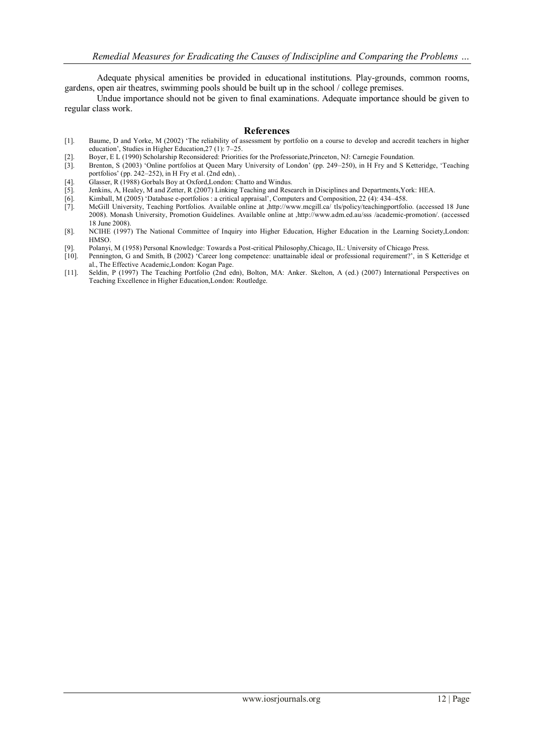Adequate physical amenities be provided in educational institutions. Play-grounds, common rooms, gardens, open air theatres, swimming pools should be built up in the school / college premises.

Undue importance should not be given to final examinations. Adequate importance should be given to regular class work.

## References

[1]. Baume, D and Yorke, M (2002) 'The reliability of assessment by portfolio on a course to develop and accredit teachers in higher education', Studies in Higher Education,27 (1): 7–25.

[2]. Boyer, E L (1990) Scholarship Reconsidered: Priorities for the Professoriate,Princeton, NJ: Carnegie Foundation.

[3]. Brenton, S (2003) 'Online portfolios at Queen Mary University of London' (pp. 249–250), in H Fry and S Ketteridge, 'Teaching portfolios' (pp. 242–252), in H Fry et al. (2nd edn), .

[4]. Glasser, R (1988) Gorbals Boy at Oxford,London: Chatto and Windus.

[5]. Jenkins, A, Healey, M and Zetter, R (2007) Linking Teaching and Research in Disciplines and Departments,York: HEA.

[6]. Kimball, M (2005) 'Database e-portfolios : a critical appraisal', Computers and Composition, 22 (4): 434–458.

[7]. McGill University, Teaching Portfolios. Available online at ,http://www.mcgill.ca/ tls/policy/teachingportfolio. (accessed 18 June 2008). Monash University, Promotion Guidelines. Available online at ,http://www.adm.ed.au/sss /academic-promotion/. (accessed 18 June 2008).

[8]. NCIHE (1997) The National Committee of Inquiry into Higher Education, Higher Education in the Learning Society,London: HMSO.

[9]. Polanyi, M (1958) Personal Knowledge: Towards a Post-critical Philosophy,Chicago, IL: University of Chicago Press.

[10]. Pennington, G and Smith, B (2002) 'Career long competence: unattainable ideal or professional requirement?', in S Ketteridge et al., The Effective Academic,London: Kogan Page.

[11]. Seldin, P (1997) The Teaching Portfolio (2nd edn), Bolton, MA: Anker. Skelton, A (ed.) (2007) International Perspectives on Teaching Excellence in Higher Education,London: Routledge.